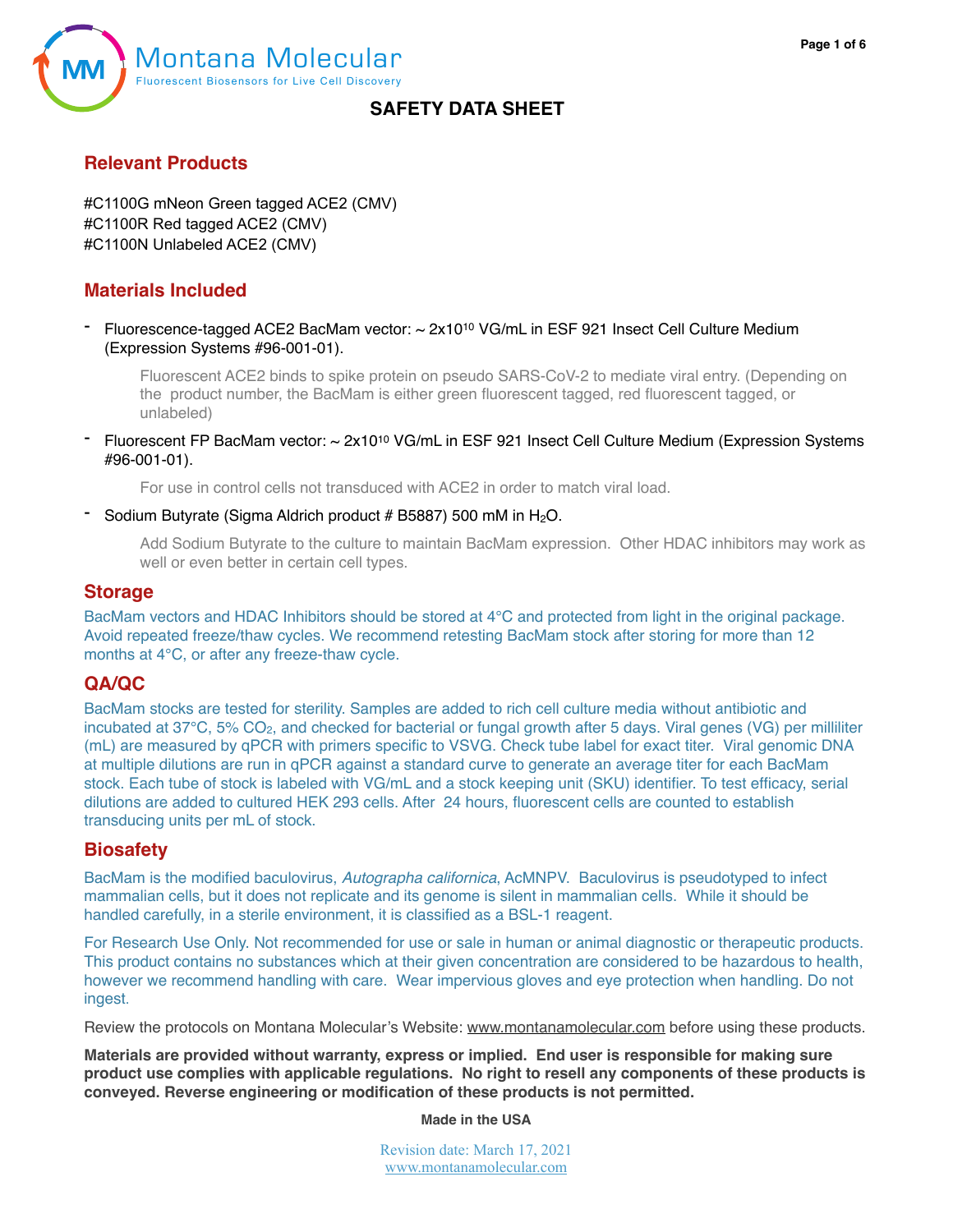Montana Molecular
Fluorescent Biosensors for Live Cell Discovery

# SAFETY DATA SHEET

## Relevant Products

#C1100G mNeon Green tagged ACE2 (CMV)
#C1100R Red tagged ACE2 (CMV)
#C1100N Unlabeled ACE2 (CMV)

## Materials Included

- Fluorescence-tagged ACE2 BacMam vector: ~ $2x10^{10}$ VG/mL in ESF 921 Insect Cell Culture Medium (Expression Systems #96-001-01).

  Fluorescent ACE2 binds to spike protein on pseudo SARS-CoV-2 to mediate viral entry. (Depending on the product number, the BacMam is either green fluorescent tagged, red fluorescent tagged, or unlabeled)

- Fluorescent FP BacMam vector: ~ $2x10^{10}$ VG/mL in ESF 921 Insect Cell Culture Medium (Expression Systems #96-001-01).

  For use in control cells not transduced with ACE2 in order to match viral load.

- Sodium Butyrate (Sigma Aldrich product # B5887) 500 mM in $H_2O$.

  Add Sodium Butyrate to the culture to maintain BacMam expression. Other HDAC inhibitors may work as well or even better in certain cell types.

## Storage

BacMam vectors and HDAC Inhibitors should be stored at 4°C and protected from light in the original package. Avoid repeated freeze/thaw cycles. We recommend retesting BacMam stock after storing for more than 12 months at 4°C, or after any freeze-thaw cycle.

## QA/QC

BacMam stocks are tested for sterility. Samples are added to rich cell culture media without antibiotic and incubated at 37°C, 5% $CO_2$, and checked for bacterial or fungal growth after 5 days. Viral genes (VG) per milliliter (mL) are measured by qPCR with primers specific to VSVG. Check tube label for exact titer. Viral genomic DNA at multiple dilutions are run in qPCR against a standard curve to generate an average titer for each BacMam stock. Each tube of stock is labeled with VG/mL and a stock keeping unit (SKU) identifier. To test efficacy, serial dilutions are added to cultured HEK 293 cells. After 24 hours, fluorescent cells are counted to establish transducing units per mL of stock.

## Biosafety

BacMam is the modified baculovirus, *Autographa californica*, AcMNPV. Baculovirus is pseudotyped to infect mammalian cells, but it does not replicate and its genome is silent in mammalian cells. While it should be handled carefully, in a sterile environment, it is classified as a BSL-1 reagent.

For Research Use Only. Not recommended for use or sale in human or animal diagnostic or therapeutic products. This product contains no substances which at their given concentration are considered to be hazardous to health, however we recommend handling with care. Wear impervious gloves and eye protection when handling. Do not ingest.

Review the protocols on Montana Molecular's Website: www.montanamolecular.com before using these products.

**Materials are provided without warranty, express or implied. End user is responsible for making sure product use complies with applicable regulations. No right to resell any components of these products is conveyed. Reverse engineering or modification of these products is not permitted.**

**Made in the USA**

Revision date: March 17, 2021
www.montanamolecular.com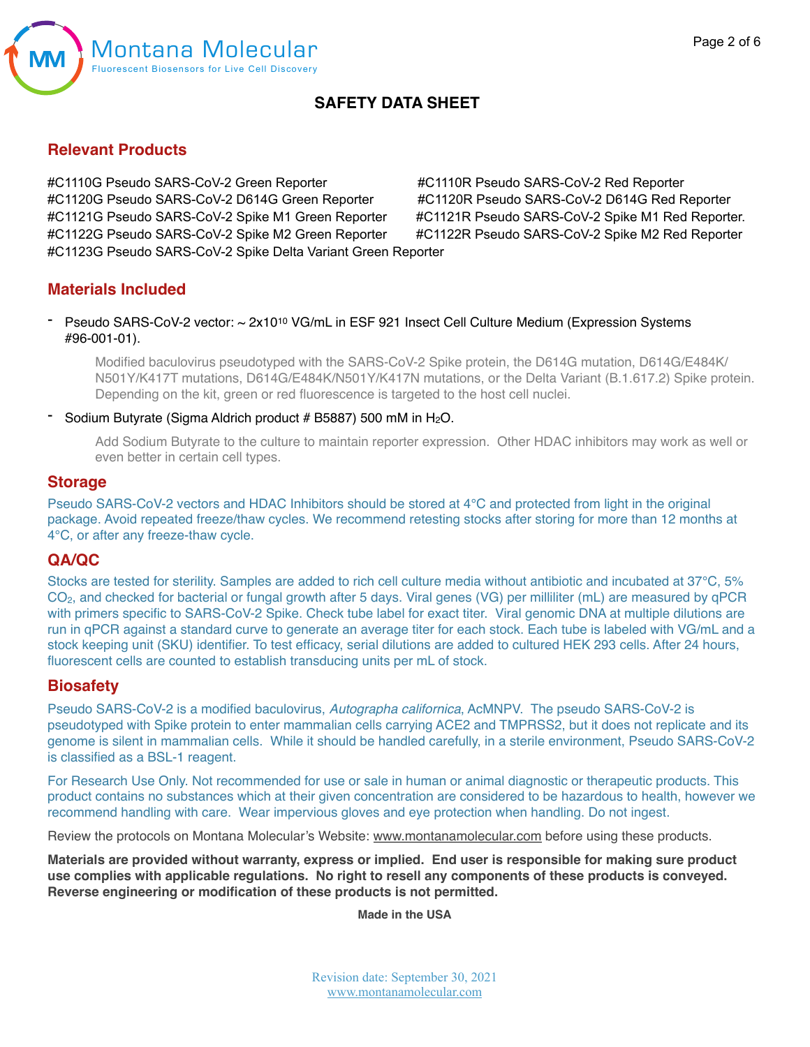# SAFETY DATA SHEET

## Relevant Products

#C1110G Pseudo SARS-CoV-2 Green Reporter
#C1110R Pseudo SARS-CoV-2 Red Reporter
#C1120G Pseudo SARS-CoV-2 D614G Green Reporter
#C1120R Pseudo SARS-CoV-2 D614G Red Reporter
#C1121G Pseudo SARS-CoV-2 Spike M1 Green Reporter
#C1121R Pseudo SARS-CoV-2 Spike M1 Red Reporter.
#C1122G Pseudo SARS-CoV-2 Spike M2 Green Reporter
#C1122R Pseudo SARS-CoV-2 Spike M2 Red Reporter
#C1123G Pseudo SARS-CoV-2 Spike Delta Variant Green Reporter

## Materials Included

- Pseudo SARS-CoV-2 vector: ~ $2 \times 10^{10}$ VG/mL in ESF 921 Insect Cell Culture Medium (Expression Systems #96-001-01).

  Modified baculovirus pseudotyped with the SARS-CoV-2 Spike protein, the D614G mutation, D614G/E484K/N501Y/K417T mutations, D614G/E484K/N501Y/K417N mutations, or the Delta Variant (B.1.617.2) Spike protein. Depending on the kit, green or red fluorescence is targeted to the host cell nuclei.

- Sodium Butyrate (Sigma Aldrich product # B5887) 500 mM in $H_2O$.

  Add Sodium Butyrate to the culture to maintain reporter expression. Other HDAC inhibitors may work as well or even better in certain cell types.

## Storage

Pseudo SARS-CoV-2 vectors and HDAC Inhibitors should be stored at 4°C and protected from light in the original package. Avoid repeated freeze/thaw cycles. We recommend retesting stocks after storing for more than 12 months at 4°C, or after any freeze-thaw cycle.

## QA/QC

Stocks are tested for sterility. Samples are added to rich cell culture media without antibiotic and incubated at 37°C, 5% $CO_2$, and checked for bacterial or fungal growth after 5 days. Viral genes (VG) per milliliter (mL) are measured by qPCR with primers specific to SARS-CoV-2 Spike. Check tube label for exact titer. Viral genomic DNA at multiple dilutions are run in qPCR against a standard curve to generate an average titer for each stock. Each tube is labeled with VG/mL and a stock keeping unit (SKU) identifier. To test efficacy, serial dilutions are added to cultured HEK 293 cells. After 24 hours, fluorescent cells are counted to establish transducing units per mL of stock.

## Biosafety

Pseudo SARS-CoV-2 is a modified baculovirus, *Autographa californica*, AcMNPV. The pseudo SARS-CoV-2 is pseudotyped with Spike protein to enter mammalian cells carrying ACE2 and TMPRSS2, but it does not replicate and its genome is silent in mammalian cells. While it should be handled carefully, in a sterile environment, Pseudo SARS-CoV-2 is classified as a BSL-1 reagent.

For Research Use Only. Not recommended for use or sale in human or animal diagnostic or therapeutic products. This product contains no substances which at their given concentration are considered to be hazardous to health, however we recommend handling with care. Wear impervious gloves and eye protection when handling. Do not ingest.

Review the protocols on Montana Molecular's Website: www.montanamolecular.com before using these products.

**Materials are provided without warranty, express or implied. End user is responsible for making sure product use complies with applicable regulations. No right to resell any components of these products is conveyed. Reverse engineering or modification of these products is not permitted.**

**Made in the USA**

Revision date: September 30, 2021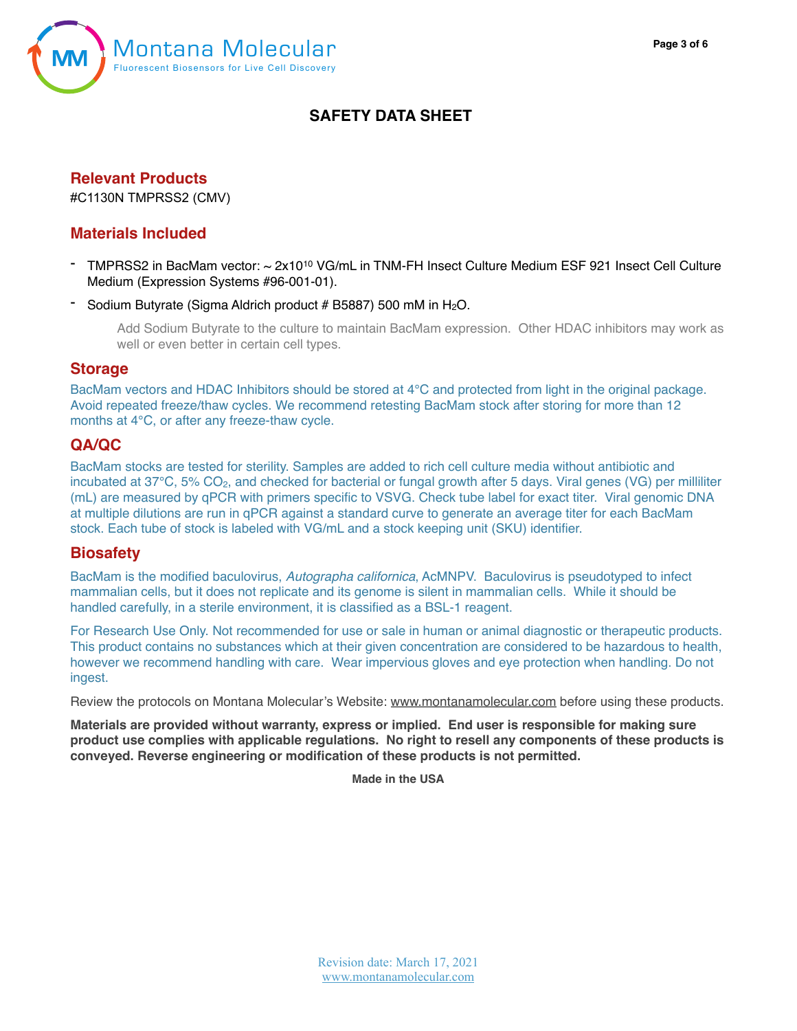# SAFETY DATA SHEET

## Relevant Products

#C1130N TMPRSS2 (CMV)

## Materials Included

- TMPRSS2 in BacMam vector: ~ $2x10^{10}$ VG/mL in TNM-FH Insect Culture Medium ESF 921 Insect Cell Culture Medium (Expression Systems #96-001-01).
- Sodium Butyrate (Sigma Aldrich product # B5887) 500 mM in $H_2O$.

  Add Sodium Butyrate to the culture to maintain BacMam expression. Other HDAC inhibitors may work as well or even better in certain cell types.

## Storage

BacMam vectors and HDAC Inhibitors should be stored at 4°C and protected from light in the original package. Avoid repeated freeze/thaw cycles. We recommend retesting BacMam stock after storing for more than 12 months at 4°C, or after any freeze-thaw cycle.

## QA/QC

BacMam stocks are tested for sterility. Samples are added to rich cell culture media without antibiotic and incubated at 37°C, 5% $CO_2$, and checked for bacterial or fungal growth after 5 days. Viral genes (VG) per milliliter (mL) are measured by qPCR with primers specific to VSVG. Check tube label for exact titer. Viral genomic DNA at multiple dilutions are run in qPCR against a standard curve to generate an average titer for each BacMam stock. Each tube of stock is labeled with VG/mL and a stock keeping unit (SKU) identifier.

## Biosafety

BacMam is the modified baculovirus, *Autographa californica*, AcMNPV. Baculovirus is pseudotyped to infect mammalian cells, but it does not replicate and its genome is silent in mammalian cells. While it should be handled carefully, in a sterile environment, it is classified as a BSL-1 reagent.

For Research Use Only. Not recommended for use or sale in human or animal diagnostic or therapeutic products. This product contains no substances which at their given concentration are considered to be hazardous to health, however we recommend handling with care. Wear impervious gloves and eye protection when handling. Do not ingest.

Review the protocols on Montana Molecular's Website: www.montanamolecular.com before using these products.

**Materials are provided without warranty, express or implied. End user is responsible for making sure product use complies with applicable regulations. No right to resell any components of these products is conveyed. Reverse engineering or modification of these products is not permitted.**

**Made in the USA**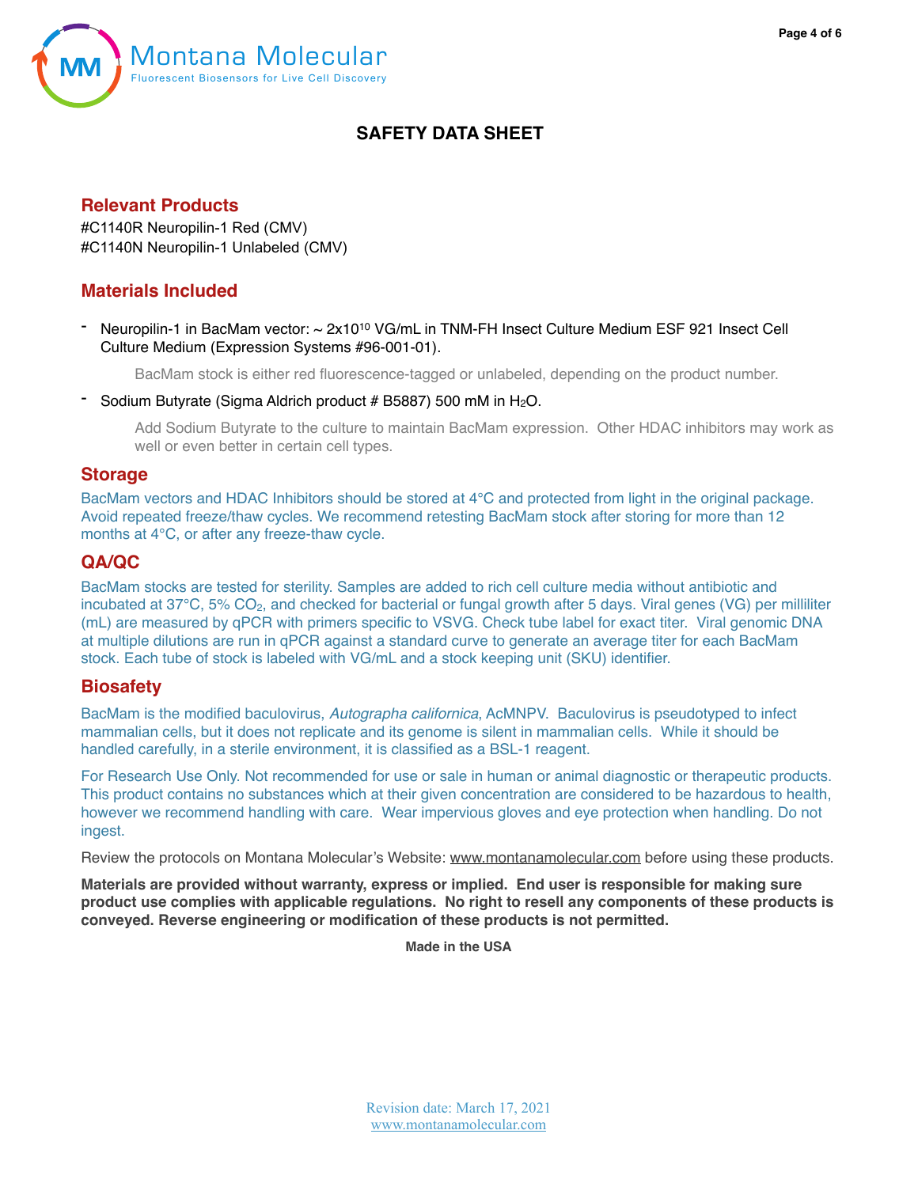# SAFETY DATA SHEET

## Relevant Products

#C1140R Neuropilin-1 Red (CMV)
#C1140N Neuropilin-1 Unlabeled (CMV)

## Materials Included

- Neuropilin-1 in BacMam vector: ~ $2x10^{10}$ VG/mL in TNM-FH Insect Culture Medium ESF 921 Insect Cell Culture Medium (Expression Systems #96-001-01).

  BacMam stock is either red fluorescence-tagged or unlabeled, depending on the product number.

- Sodium Butyrate (Sigma Aldrich product # B5887) 500 mM in $H_2O$.

  Add Sodium Butyrate to the culture to maintain BacMam expression. Other HDAC inhibitors may work as well or even better in certain cell types.

## Storage

BacMam vectors and HDAC Inhibitors should be stored at 4°C and protected from light in the original package. Avoid repeated freeze/thaw cycles. We recommend retesting BacMam stock after storing for more than 12 months at 4°C, or after any freeze-thaw cycle.

## QA/QC

BacMam stocks are tested for sterility. Samples are added to rich cell culture media without antibiotic and incubated at 37°C, 5% $CO_2$, and checked for bacterial or fungal growth after 5 days. Viral genes (VG) per milliliter (mL) are measured by qPCR with primers specific to VSVG. Check tube label for exact titer. Viral genomic DNA at multiple dilutions are run in qPCR against a standard curve to generate an average titer for each BacMam stock. Each tube of stock is labeled with VG/mL and a stock keeping unit (SKU) identifier.

## Biosafety

BacMam is the modified baculovirus, *Autographa californica*, AcMNPV. Baculovirus is pseudotyped to infect mammalian cells, but it does not replicate and its genome is silent in mammalian cells. While it should be handled carefully, in a sterile environment, it is classified as a BSL-1 reagent.

For Research Use Only. Not recommended for use or sale in human or animal diagnostic or therapeutic products. This product contains no substances which at their given concentration are considered to be hazardous to health, however we recommend handling with care. Wear impervious gloves and eye protection when handling. Do not ingest.

Review the protocols on Montana Molecular's Website: www.montanamolecular.com before using these products.

**Materials are provided without warranty, express or implied. End user is responsible for making sure product use complies with applicable regulations. No right to resell any components of these products is conveyed. Reverse engineering or modification of these products is not permitted.**

**Made in the USA**

Revision date: March 17, 2021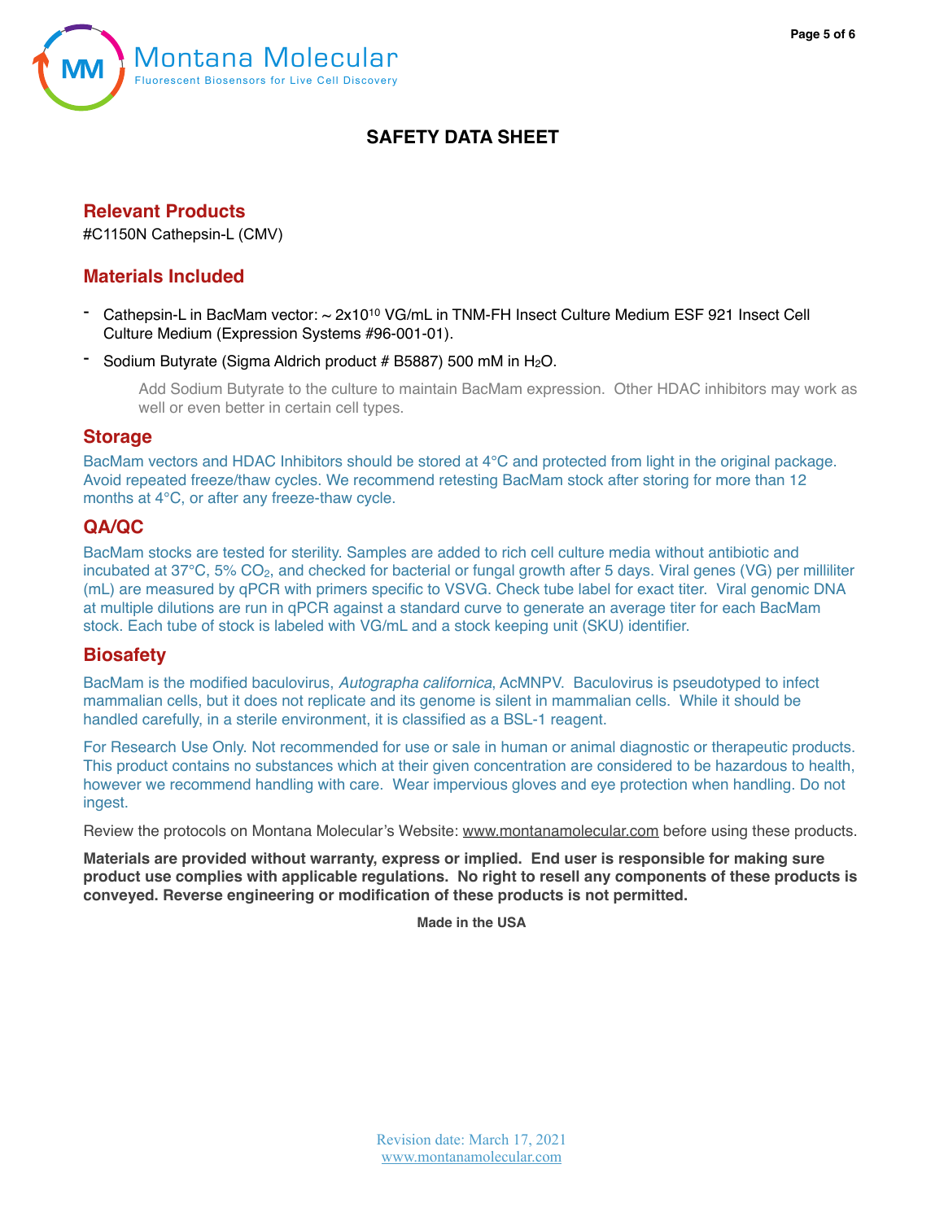# SAFETY DATA SHEET

## Relevant Products

#C1150N Cathepsin-L (CMV)

## Materials Included

- Cathepsin-L in BacMam vector: ~ $2x10^{10}$ VG/mL in TNM-FH Insect Culture Medium ESF 921 Insect Cell Culture Medium (Expression Systems #96-001-01).
- Sodium Butyrate (Sigma Aldrich product # B5887) 500 mM in $H_2O$.

    Add Sodium Butyrate to the culture to maintain BacMam expression. Other HDAC inhibitors may work as well or even better in certain cell types.

## Storage

BacMam vectors and HDAC Inhibitors should be stored at 4°C and protected from light in the original package. Avoid repeated freeze/thaw cycles. We recommend retesting BacMam stock after storing for more than 12 months at 4°C, or after any freeze-thaw cycle.

## QA/QC

BacMam stocks are tested for sterility. Samples are added to rich cell culture media without antibiotic and incubated at 37°C, 5% $CO_2$, and checked for bacterial or fungal growth after 5 days. Viral genes (VG) per milliliter (mL) are measured by qPCR with primers specific to VSVG. Check tube label for exact titer. Viral genomic DNA at multiple dilutions are run in qPCR against a standard curve to generate an average titer for each BacMam stock. Each tube of stock is labeled with VG/mL and a stock keeping unit (SKU) identifier.

## Biosafety

BacMam is the modified baculovirus, *Autographa californica*, AcMNPV. Baculovirus is pseudotyped to infect mammalian cells, but it does not replicate and its genome is silent in mammalian cells. While it should be handled carefully, in a sterile environment, it is classified as a BSL-1 reagent.

For Research Use Only. Not recommended for use or sale in human or animal diagnostic or therapeutic products. This product contains no substances which at their given concentration are considered to be hazardous to health, however we recommend handling with care. Wear impervious gloves and eye protection when handling. Do not ingest.

Review the protocols on Montana Molecular's Website: www.montanamolecular.com before using these products.

**Materials are provided without warranty, express or implied. End user is responsible for making sure product use complies with applicable regulations. No right to resell any components of these products is conveyed. Reverse engineering or modification of these products is not permitted.**

**Made in the USA**

Revision date: March 17, 2021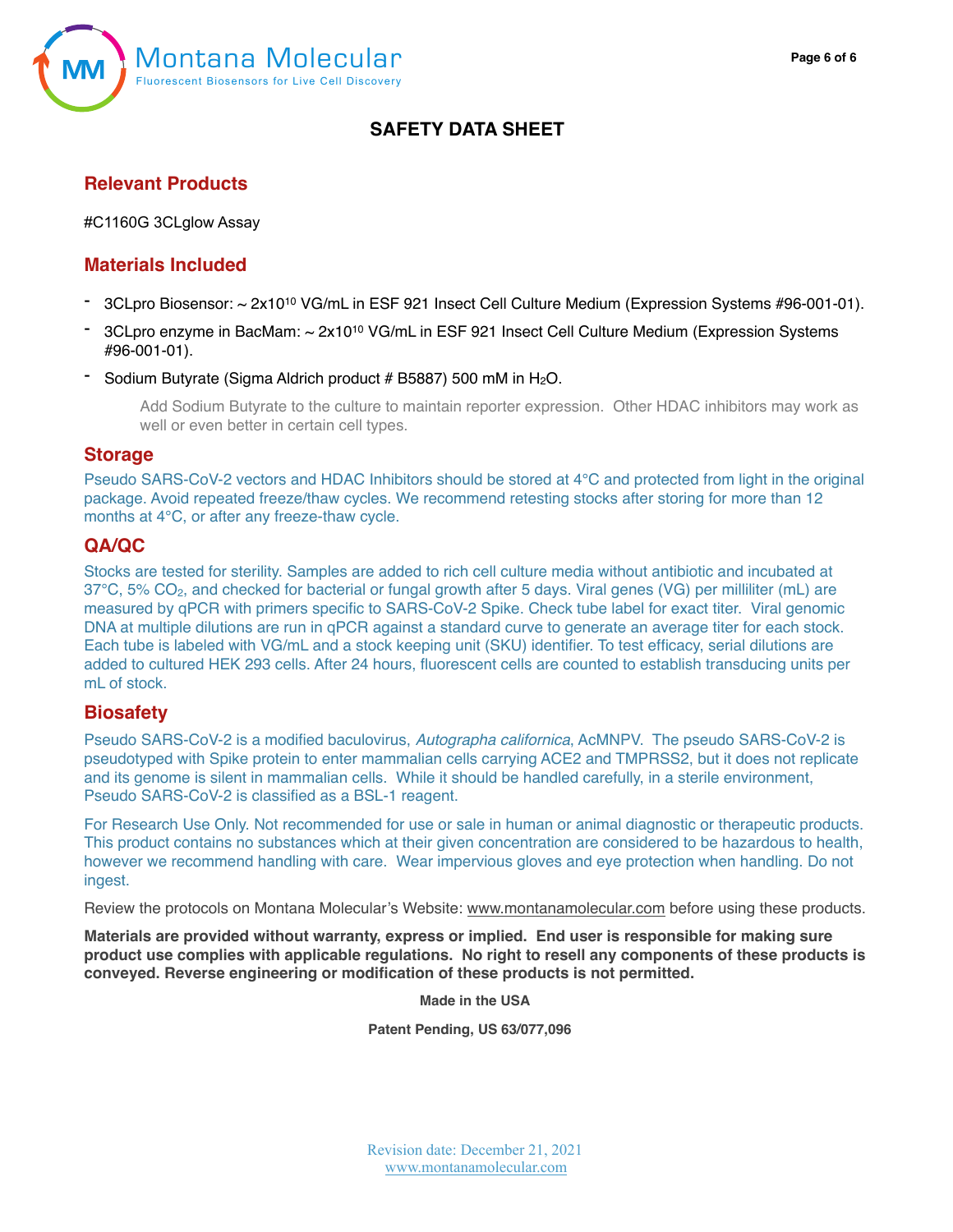# SAFETY DATA SHEET

## Relevant Products

#C1160G 3CLglow Assay

## Materials Included

- 3CLpro Biosensor: ~ $2x10^{10}$ VG/mL in ESF 921 Insect Cell Culture Medium (Expression Systems #96-001-01).
- 3CLpro enzyme in BacMam: ~ $2x10^{10}$ VG/mL in ESF 921 Insect Cell Culture Medium (Expression Systems #96-001-01).
- Sodium Butyrate (Sigma Aldrich product # B5887) 500 mM in $H_2O$.

  Add Sodium Butyrate to the culture to maintain reporter expression. Other HDAC inhibitors may work as well or even better in certain cell types.

## Storage

Pseudo SARS-CoV-2 vectors and HDAC Inhibitors should be stored at 4°C and protected from light in the original package. Avoid repeated freeze/thaw cycles. We recommend retesting stocks after storing for more than 12 months at 4°C, or after any freeze-thaw cycle.

## QA/QC

Stocks are tested for sterility. Samples are added to rich cell culture media without antibiotic and incubated at 37°C, 5% $CO_2$, and checked for bacterial or fungal growth after 5 days. Viral genes (VG) per milliliter (mL) are measured by qPCR with primers specific to SARS-CoV-2 Spike. Check tube label for exact titer. Viral genomic DNA at multiple dilutions are run in qPCR against a standard curve to generate an average titer for each stock. Each tube is labeled with VG/mL and a stock keeping unit (SKU) identifier. To test efficacy, serial dilutions are added to cultured HEK 293 cells. After 24 hours, fluorescent cells are counted to establish transducing units per mL of stock.

## Biosafety

Pseudo SARS-CoV-2 is a modified baculovirus, *Autographa californica*, AcMNPV. The pseudo SARS-CoV-2 is pseudotyped with Spike protein to enter mammalian cells carrying ACE2 and TMPRSS2, but it does not replicate and its genome is silent in mammalian cells. While it should be handled carefully, in a sterile environment, Pseudo SARS-CoV-2 is classified as a BSL-1 reagent.

For Research Use Only. Not recommended for use or sale in human or animal diagnostic or therapeutic products. This product contains no substances which at their given concentration are considered to be hazardous to health, however we recommend handling with care. Wear impervious gloves and eye protection when handling. Do not ingest.

Review the protocols on Montana Molecular's Website: www.montanamolecular.com before using these products.

**Materials are provided without warranty, express or implied. End user is responsible for making sure product use complies with applicable regulations. No right to resell any components of these products is conveyed. Reverse engineering or modification of these products is not permitted.**

**Made in the USA**

**Patent Pending, US 63/077,096**

Revision date: December 21, 2021
www.montanamolecular.com